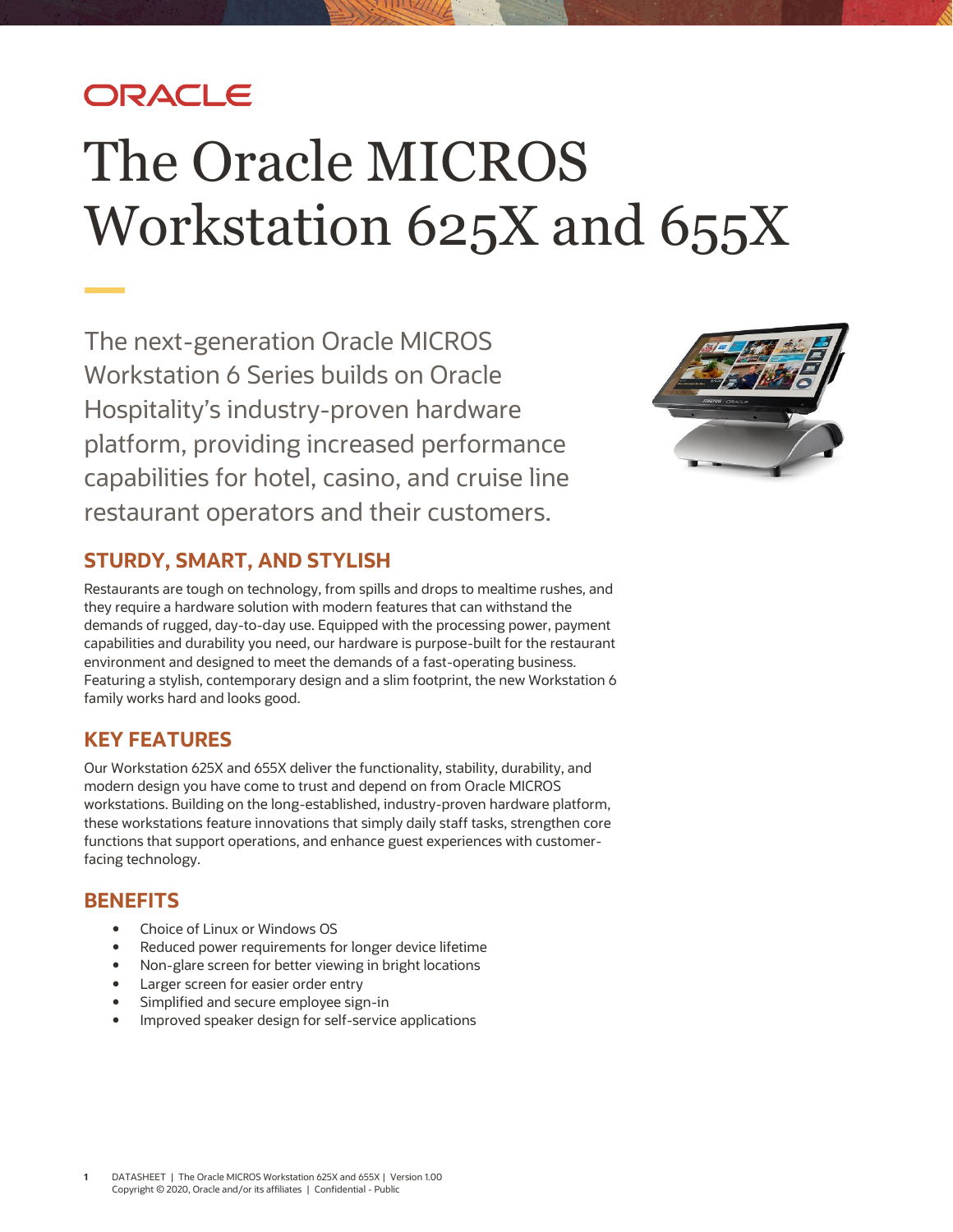ORACLE

# The Oracle MICROS Workstation 625X and 655X

The next-generation Oracle MICROS Workstation 6 Series builds on Oracle Hospitality's industry-proven hardware platform, providing increased performance capabilities for hotel, casino, and cruise line restaurant operators and their customers.

## STURDY, SMART, AND STYLISH

Restaurants are tough on technology, from spills and drops to mealtime rushes, and they require a hardware solution with modern features that can withstand the demands of rugged, day-to-day use. Equipped with the processing power, payment capabilities and durability you need, our hardware is purpose-built for the restaurant environment and designed to meet the demands of a fast-operating business. Featuring a stylish, contemporary design and a slim footprint, the new Workstation 6 family works hard and looks good.

## KEY FEATURES

Our Workstation 625X and 655X deliver the functionality, stability, durability, and modern design you have come to trust and depend on from Oracle MICROS workstations. Building on the long-established, industry-proven hardware platform, these workstations feature innovations that simply daily staff tasks, strengthen core functions that support operations, and enhance guest experiences with customer-facing technology.

## BENEFITS

- Choice of Linux or Windows OS
- Reduced power requirements for longer device lifetime
- Non-glare screen for better viewing in bright locations
- Larger screen for easier order entry
- Simplified and secure employee sign-in
- Improved speaker design for self-service applications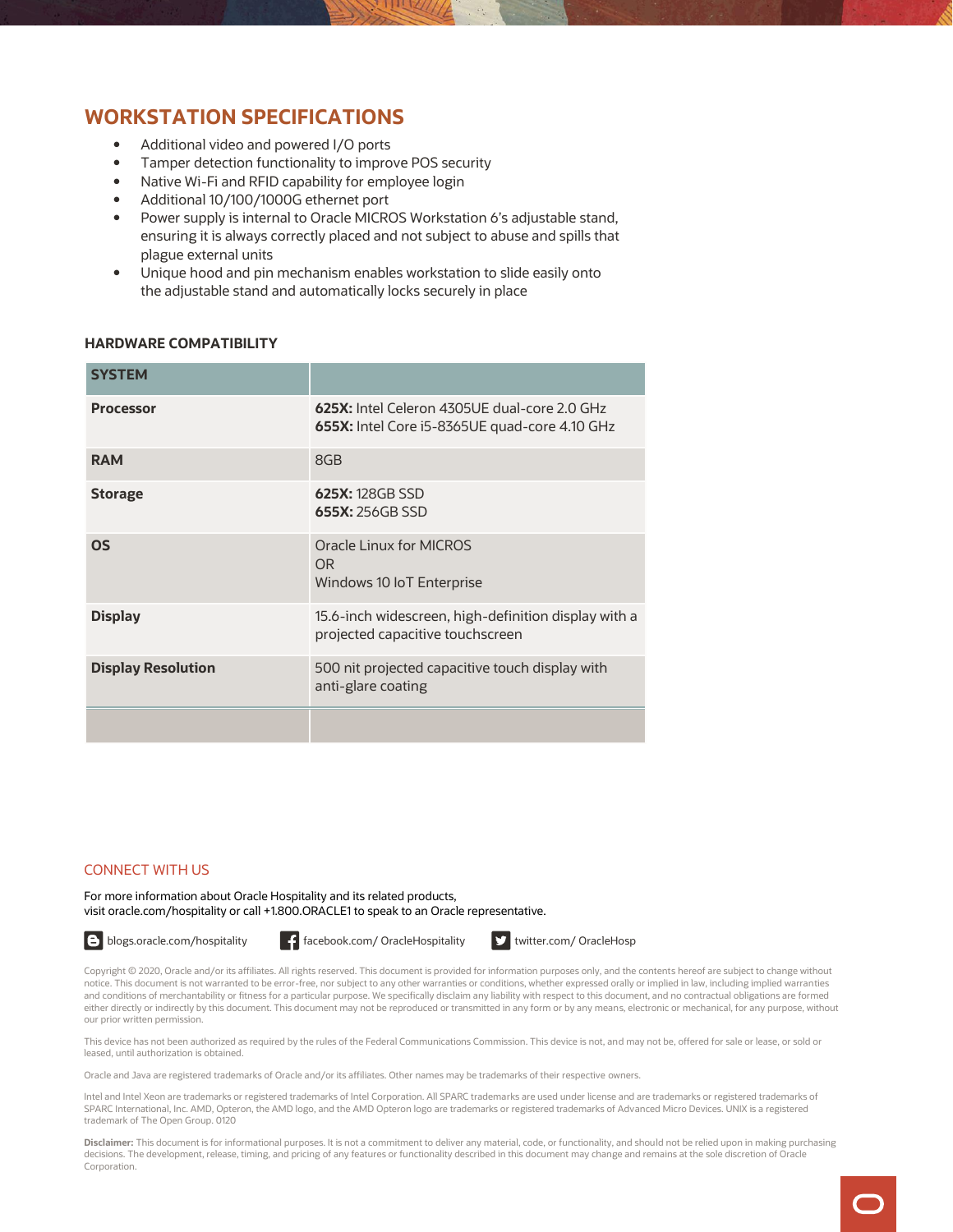## WORKSTATION SPECIFICATIONS

- Additional video and powered I/O ports
- Tamper detection functionality to improve POS security
- Native Wi-Fi and RFID capability for employee login
- Additional 10/100/1000G ethernet port
- Power supply is internal to Oracle MICROS Workstation 6's adjustable stand, ensuring it is always correctly placed and not subject to abuse and spills that plague external units
- Unique hood and pin mechanism enables workstation to slide easily onto the adjustable stand and automatically locks securely in place

### HARDWARE COMPATIBILITY

| SYSTEM | |
|---|---|
| **Processor** | **625X:** Intel Celeron 4305UE dual-core 2.0 GHz<br>**655X:** Intel Core i5-8365UE quad-core 4.10 GHz |
| **RAM** | 8GB |
| **Storage** | **625X:** 128GB SSD<br>**655X:** 256GB SSD |
| **OS** | Oracle Linux for MICROS<br>OR<br>Windows 10 IoT Enterprise |
| **Display** | 15.6-inch widescreen, high-definition display with a projected capacitive touchscreen |
| **Display Resolution** | 500 nit projected capacitive touch display with anti-glare coating |
| | |

## CONNECT WITH US

For more information about Oracle Hospitality and its related products, visit oracle.com/hospitality or call +1.800.ORACLE1 to speak to an Oracle representative.

blogs.oracle.com/hospitality    facebook.com/ OracleHospitality    twitter.com/ OracleHosp

Copyright © 2020, Oracle and/or its affiliates. All rights reserved. This document is provided for information purposes only, and the contents hereof are subject to change without notice. This document is not warranted to be error-free, nor subject to any other warranties or conditions, whether expressed orally or implied in law, including implied warranties and conditions of merchantability or fitness for a particular purpose. We specifically disclaim any liability with respect to this document, and no contractual obligations are formed either directly or indirectly by this document. This document may not be reproduced or transmitted in any form or by any means, electronic or mechanical, for any purpose, without our prior written permission.

This device has not been authorized as required by the rules of the Federal Communications Commission. This device is not, and may not be, offered for sale or lease, or sold or leased, until authorization is obtained.

Oracle and Java are registered trademarks of Oracle and/or its affiliates. Other names may be trademarks of their respective owners.

Intel and Intel Xeon are trademarks or registered trademarks of Intel Corporation. All SPARC trademarks are used under license and are trademarks or registered trademarks of SPARC International, Inc. AMD, Opteron, the AMD logo, and the AMD Opteron logo are trademarks or registered trademarks of Advanced Micro Devices. UNIX is a registered trademark of The Open Group. 0120

**Disclaimer:** This document is for informational purposes. It is not a commitment to deliver any material, code, or functionality, and should not be relied upon in making purchasing decisions. The development, release, timing, and pricing of any features or functionality described in this document may change and remains at the sole discretion of Oracle Corporation.